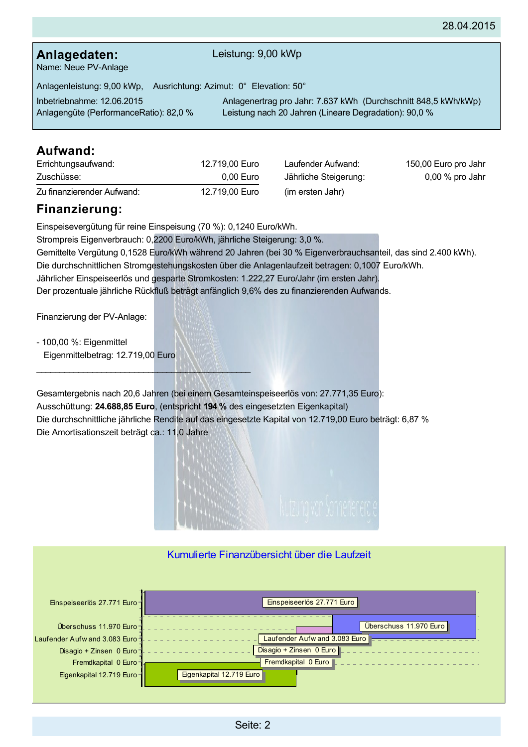28.04.2015

## Anlagedaten:

Leistung: 9,00 kWp

Name: Neue PV-Anlage

Anlagenleistung: 9,00 kWp, Ausrichtung: Azimut: 0° Elevation: 50°

Inbetriebnahme: 12.06.2015
Anlagengüte (PerformanceRatio): 82,0 %

Anlagenertrag pro Jahr: 7.637 kWh (Durchschnitt 848,5 kWh/kWp)
Leistung nach 20 Jahren (Lineare Degradation): 90,0 %

## Aufwand:

| | | | |
|---|---|---|---|
| Errichtungsaufwand: | 12.719,00 Euro | Laufender Aufwand: | 150,00 Euro pro Jahr |
| Zuschüsse: | 0,00 Euro | Jährliche Steigerung: | 0,00 % pro Jahr |
| Zu finanzierender Aufwand: | 12.719,00 Euro | (im ersten Jahr) | |

## Finanzierung:

Einspeisevergütung für reine Einspeisung (70 %): 0,1240 Euro/kWh.
Strompreis Eigenverbrauch: 0,2200 Euro/kWh, jährliche Steigerung: 3,0 %.
Gemittelte Vergütung 0,1528 Euro/kWh während 20 Jahren (bei 30 % Eigenverbrauchsanteil, das sind 2.400 kWh).
Die durchschnittlichen Stromgestehungskosten über die Anlagenlaufzeit betragen: 0,1007 Euro/kWh.
Jährlicher Einspeiseerlös und gesparte Stromkosten: 1.222,27 Euro/Jahr (im ersten Jahr).
Der prozentuale jährliche Rückfluß beträgt anfänglich 9,6% des zu finanzierenden Aufwands.

Finanzierung der PV-Anlage:

- 100,00 %: Eigenmittel
  Eigenmittelbetrag: 12.719,00 Euro

---

Gesamtergebnis nach 20,6 Jahren (bei einem Gesamteinspeiseerlös von: 27.771,35 Euro):
Ausschüttung: **24.688,85 Euro**, (entspricht **194 %** des eingesetzten Eigenkapital)
Die durchschnittliche jährliche Rendite auf das eingesetzte Kapital von 12.719,00 Euro beträgt: 6,87 %
Die Amortisationszeit beträgt ca.: 11,0 Jahre

### Kumulierte Finanzübersicht über die Laufzeit

| Position | Betrag |
|---|---|
| Einspeiseerlös | 27.771 Euro |
| Überschuss | 11.970 Euro |
| Laufender Aufwand | 3.083 Euro |
| Disagio + Zinsen | 0 Euro |
| Fremdkapital | 0 Euro |
| Eigenkapital | 12.719 Euro |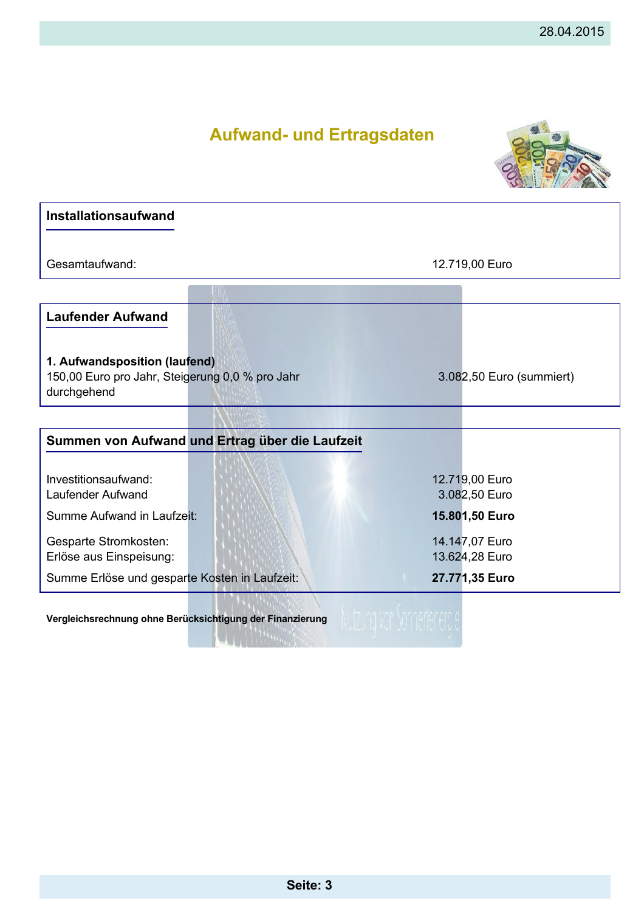# Aufwand- und Ertragsdaten

## Installationsaufwand

| | |
|---|---|
| Gesamtaufwand: | 12.719,00 Euro |

## Laufender Aufwand

**1. Aufwandsposition (laufend)**

| | |
|---|---|
| 150,00 Euro pro Jahr, Steigerung 0,0 % pro Jahr durchgehend | 3.082,50 Euro (summiert) |

## Summen von Aufwand und Ertrag über die Laufzeit

| | |
|---|---|
| Investitionsaufwand: | 12.719,00 Euro |
| Laufender Aufwand | 3.082,50 Euro |
| Summe Aufwand in Laufzeit: | **15.801,50 Euro** |
| Gesparte Stromkosten: | 14.147,07 Euro |
| Erlöse aus Einspeisung: | 13.624,28 Euro |
| Summe Erlöse und gesparte Kosten in Laufzeit: | **27.771,35 Euro** |

**Vergleichsrechnung ohne Berücksichtigung der Finanzierung**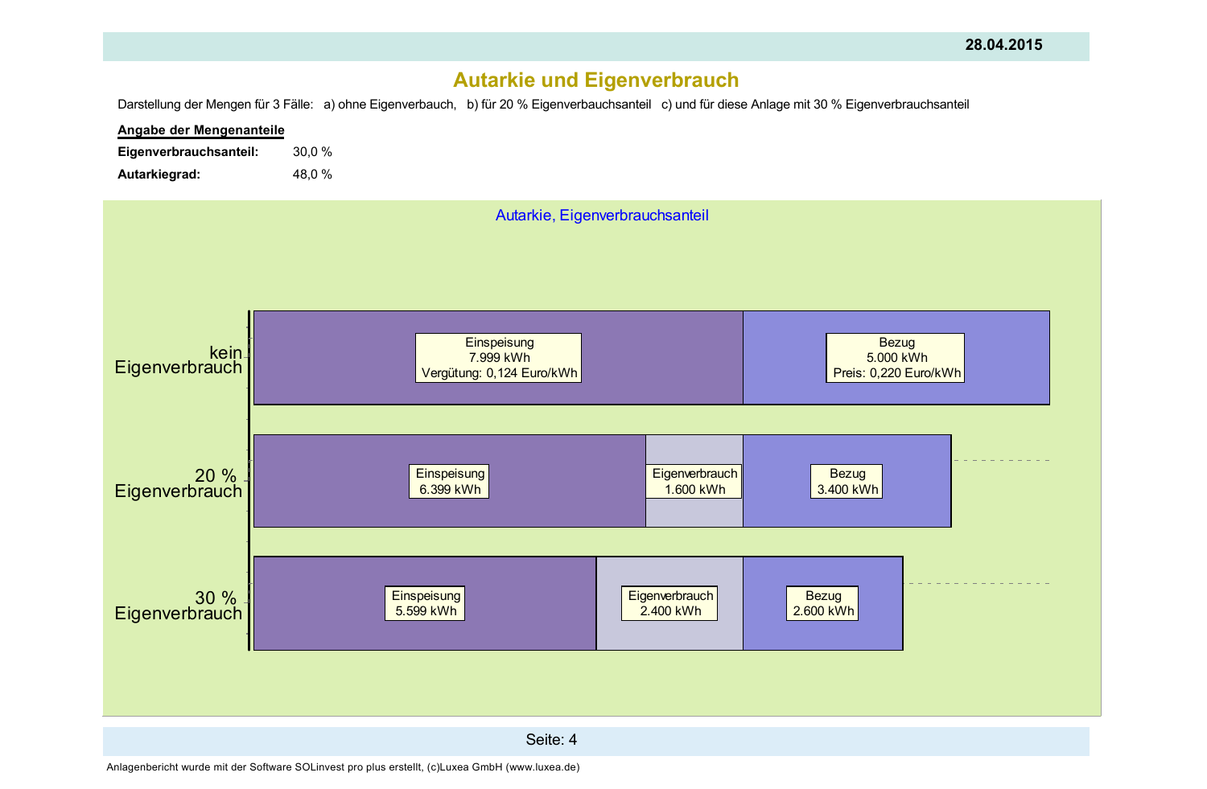28.04.2015

# Autarkie und Eigenverbrauch

Darstellung der Mengen für 3 Fälle: a) ohne Eigenverbauch, b) für 20 % Eigenverbrauchsanteil c) und für diese Anlage mit 30 % Eigenverbrauchsanteil

**Angabe der Mengenanteile**

**Eigenverbrauchsanteil:** 30,0 %

**Autarkiegrad:** 48,0 %

Autarkie, Eigenverbrauchsanteil

| | Einspeisung | Eigenverbrauch | Bezug |
|---|---|---|---|
| kein Eigenverbrauch | 7.999 kWh, Vergütung: 0,124 Euro/kWh | | 5.000 kWh, Preis: 0,220 Euro/kWh |
| 20 % Eigenverbrauch | 6.399 kWh | 1.600 kWh | 3.400 kWh |
| 30 % Eigenverbrauch | 5.599 kWh | 2.400 kWh | 2.600 kWh |

Anlagenbericht wurde mit der Software SOLinvest pro plus erstellt, (c)Luxea GmbH (www.luxea.de)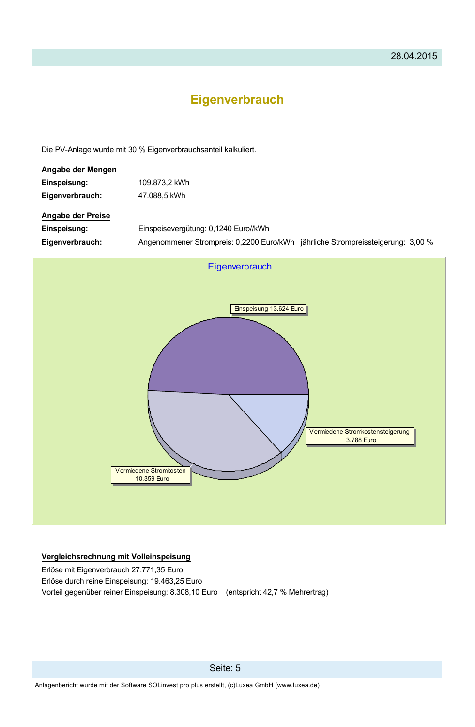# Eigenverbrauch

Die PV-Anlage wurde mit 30 % Eigenverbrauchsanteil kalkuliert.

**Angabe der Mengen**

| | |
|---|---|
| **Einspeisung:** | 109.873,2 kWh |
| **Eigenverbrauch:** | 47.088,5 kWh |

**Angabe der Preise**

| | |
|---|---|
| **Einspeisung:** | Einspeisevergütung: 0,1240 Euro//kWh |
| **Eigenverbrauch:** | Angenommener Strompreis: 0,2200 Euro/kWh   jährliche Strompreissteigerung: 3,00 % |

Eigenverbrauch

Einspeisung 13.624 Euro

Vermiedene Stromkostensteigerung 3.788 Euro

Vermiedene Stromkosten 10.359 Euro

**Vergleichsrechnung mit Volleinspeisung**

Erlöse mit Eigenverbrauch 27.771,35 Euro

Erlöse durch reine Einspeisung: 19.463,25 Euro

Vorteil gegenüber reiner Einspeisung: 8.308,10 Euro (entspricht 42,7 % Mehrertrag)

Anlagenbericht wurde mit der Software SOLinvest pro plus erstellt, (c)Luxea GmbH (www.luxea.de)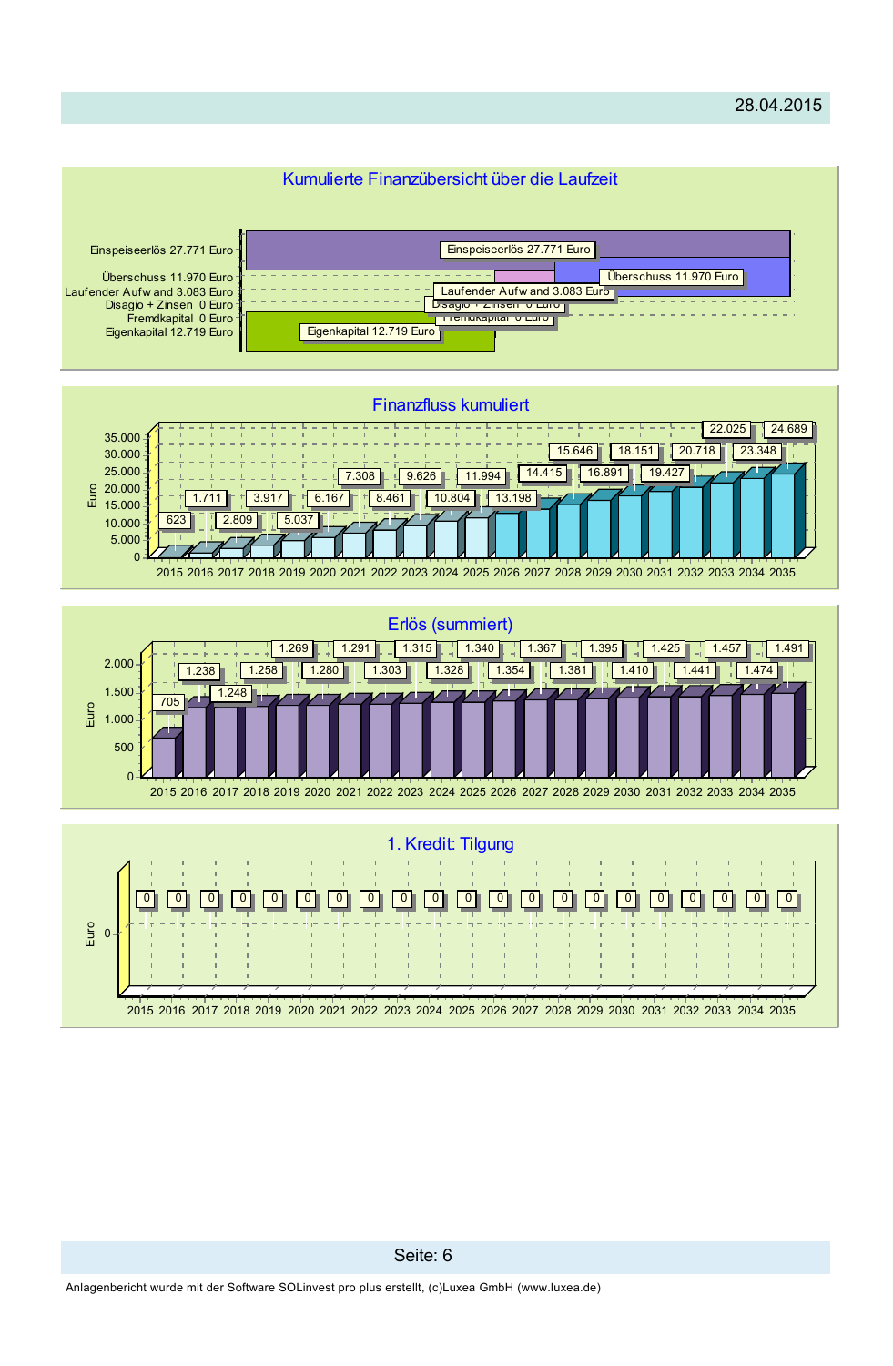28.04.2015

## Kumulierte Finanzübersicht über die Laufzeit

| Position | Betrag |
|---|---|
| Einspeiseerlös | 27.771 Euro |
| Überschuss | 11.970 Euro |
| Laufender Aufw and | 3.083 Euro |
| Disagio + Zinsen | 0 Euro |
| Fremdkapital | 0 Euro |
| Eigenkapital | 12.719 Euro |

## Finanzfluss kumuliert

| Jahr | Euro |
|---|---|
| 2015 | 623 |
| 2016 | 1.711 |
| 2017 | 2.809 |
| 2018 | 3.917 |
| 2019 | 5.037 |
| 2020 | 6.167 |
| 2021 | 7.308 |
| 2022 | 8.461 |
| 2023 | 9.626 |
| 2024 | 10.804 |
| 2025 | 11.994 |
| 2026 | 13.198 |
| 2027 | 14.415 |
| 2028 | 15.646 |
| 2029 | 16.891 |
| 2030 | 18.151 |
| 2031 | 19.427 |
| 2032 | 20.718 |
| 2033 | 22.025 |
| 2034 | 23.348 |
| 2035 | 24.689 |

## Erlös (summiert)

| Jahr | Euro |
|---|---|
| 2015 | 705 |
| 2016 | 1.238 |
| 2017 | 1.248 |
| 2018 | 1.258 |
| 2019 | 1.269 |
| 2020 | 1.280 |
| 2021 | 1.291 |
| 2022 | 1.303 |
| 2023 | 1.315 |
| 2024 | 1.328 |
| 2025 | 1.340 |
| 2026 | 1.354 |
| 2027 | 1.367 |
| 2028 | 1.381 |
| 2029 | 1.395 |
| 2030 | 1.410 |
| 2031 | 1.425 |
| 2032 | 1.441 |
| 2033 | 1.457 |
| 2034 | 1.474 |
| 2035 | 1.491 |

## 1. Kredit: Tilgung

| Jahr | Euro |
|---|---|
| 2015 | 0 |
| 2016 | 0 |
| 2017 | 0 |
| 2018 | 0 |
| 2019 | 0 |
| 2020 | 0 |
| 2021 | 0 |
| 2022 | 0 |
| 2023 | 0 |
| 2024 | 0 |
| 2025 | 0 |
| 2026 | 0 |
| 2027 | 0 |
| 2028 | 0 |
| 2029 | 0 |
| 2030 | 0 |
| 2031 | 0 |
| 2032 | 0 |
| 2033 | 0 |
| 2034 | 0 |
| 2035 | 0 |

Anlagenbericht wurde mit der Software SOLinvest pro plus erstellt, (c)Luxea GmbH (www.luxea.de)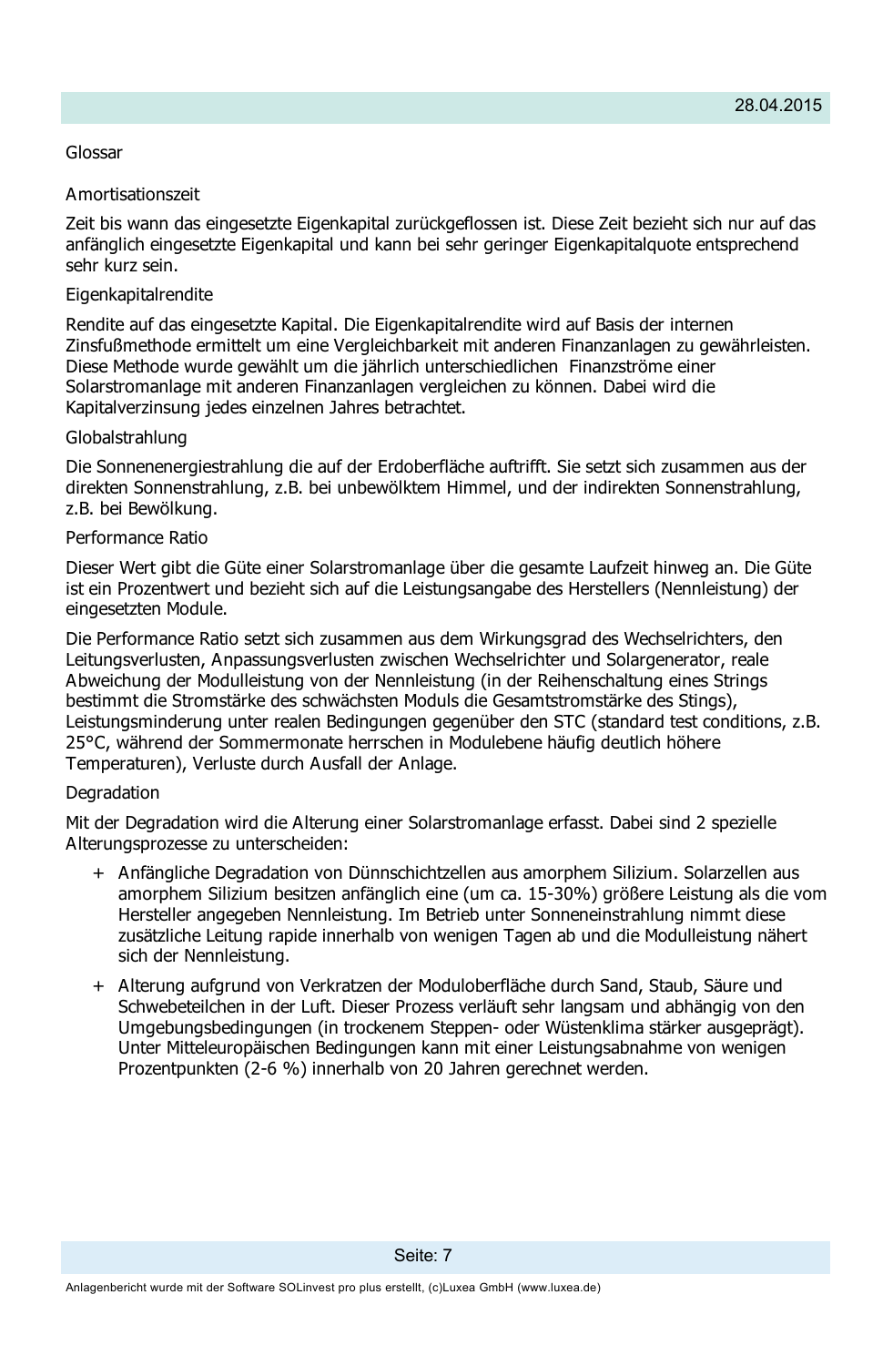# Glossar

## Amortisationszeit

Zeit bis wann das eingesetzte Eigenkapital zurückgeflossen ist. Diese Zeit bezieht sich nur auf das anfänglich eingesetzte Eigenkapital und kann bei sehr geringer Eigenkapitalquote entsprechend sehr kurz sein.

## Eigenkapitalrendite

Rendite auf das eingesetzte Kapital. Die Eigenkapitalrendite wird auf Basis der internen Zinsfußmethode ermittelt um eine Vergleichbarkeit mit anderen Finanzanlagen zu gewährleisten. Diese Methode wurde gewählt um die jährlich unterschiedlichen Finanzströme einer Solarstromanlage mit anderen Finanzanlagen vergleichen zu können. Dabei wird die Kapitalverzinsung jedes einzelnen Jahres betrachtet.

## Globalstrahlung

Die Sonnenenergiestrahlung die auf der Erdoberfläche auftrifft. Sie setzt sich zusammen aus der direkten Sonnenstrahlung, z.B. bei unbewölktem Himmel, und der indirekten Sonnenstrahlung, z.B. bei Bewölkung.

## Performance Ratio

Dieser Wert gibt die Güte einer Solarstromanlage über die gesamte Laufzeit hinweg an. Die Güte ist ein Prozentwert und bezieht sich auf die Leistungsangabe des Herstellers (Nennleistung) der eingesetzten Module.

Die Performance Ratio setzt sich zusammen aus dem Wirkungsgrad des Wechselrichters, den Leitungsverlusten, Anpassungsverlusten zwischen Wechselrichter und Solargenerator, reale Abweichung der Modulleistung von der Nennleistung (in der Reihenschaltung eines Strings bestimmt die Stromstärke des schwächsten Moduls die Gesamtstromstärke des Stings), Leistungsminderung unter realen Bedingungen gegenüber den STC (standard test conditions, z.B. 25°C, während der Sommermonate herrschen in Modulebene häufig deutlich höhere Temperaturen), Verluste durch Ausfall der Anlage.

## Degradation

Mit der Degradation wird die Alterung einer Solarstromanlage erfasst. Dabei sind 2 spezielle Alterungsprozesse zu unterscheiden:

+ Anfängliche Degradation von Dünnschichtzellen aus amorphem Silizium. Solarzellen aus amorphem Silizium besitzen anfänglich eine (um ca. 15-30%) größere Leistung als die vom Hersteller angegeben Nennleistung. Im Betrieb unter Sonneneinstrahlung nimmt diese zusätzliche Leitung rapide innerhalb von wenigen Tagen ab und die Modulleistung nähert sich der Nennleistung.
+ Alterung aufgrund von Verkratzen der Moduloberfläche durch Sand, Staub, Säure und Schwebeteilchen in der Luft. Dieser Prozess verläuft sehr langsam und abhängig von den Umgebungsbedingungen (in trockenem Steppen- oder Wüstenklima stärker ausgeprägt). Unter Mitteleuropäischen Bedingungen kann mit einer Leistungsabnahme von wenigen Prozentpunkten (2-6 %) innerhalb von 20 Jahren gerechnet werden.